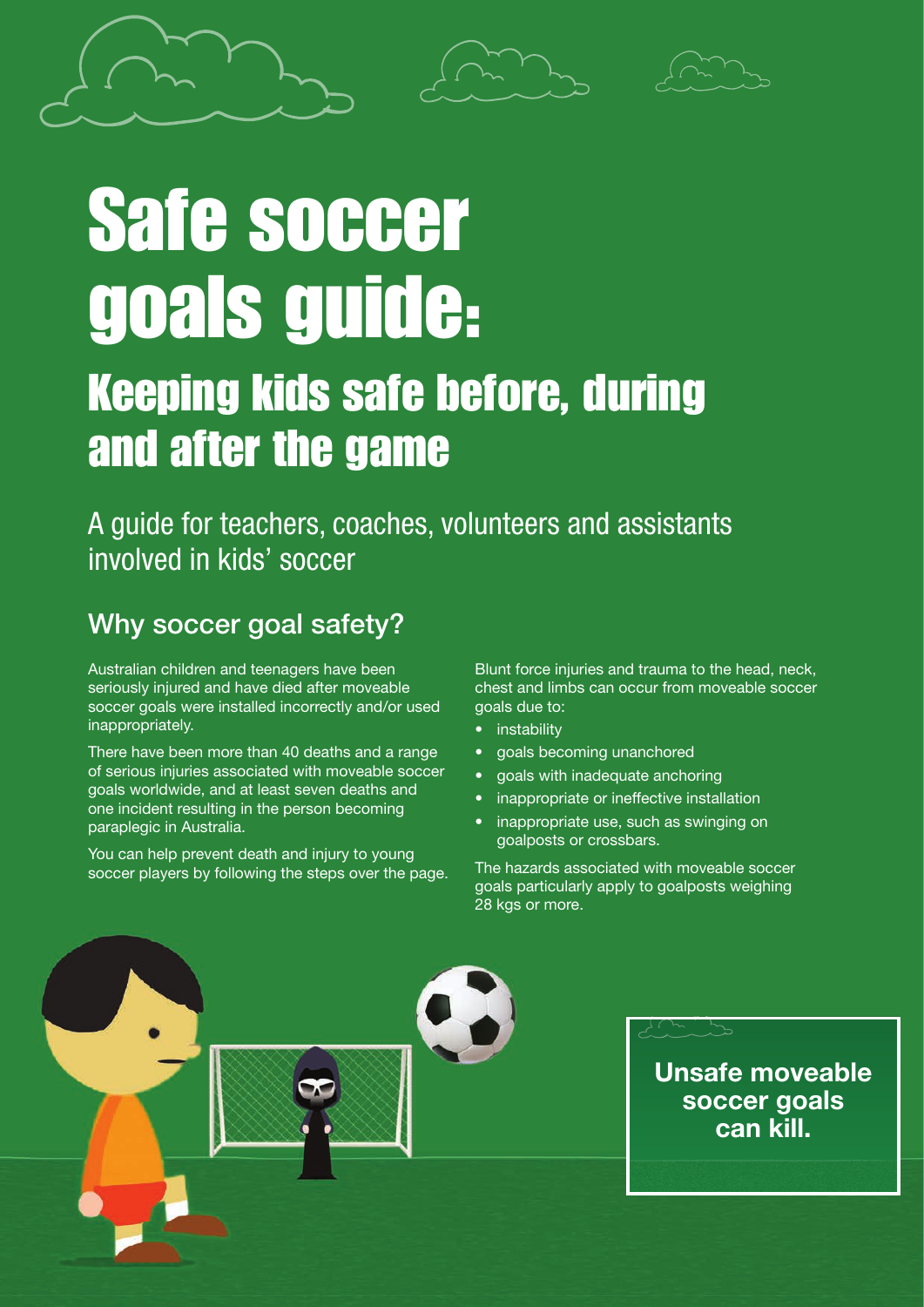# Safe soccer goals guide:

## Keeping kids safe before, during and after the game

A guide for teachers, coaches, volunteers and assistants involved in kids' soccer

## Why soccer goal safety?

Australian children and teenagers have been seriously injured and have died after moveable soccer goals were installed incorrectly and/or used inappropriately.

There have been more than 40 deaths and a range of serious injuries associated with moveable soccer goals worldwide, and at least seven deaths and one incident resulting in the person becoming paraplegic in Australia.

You can help prevent death and injury to young soccer players by following the steps over the page.

Blunt force injuries and trauma to the head, neck, chest and limbs can occur from moveable soccer goals due to:

- instability
- goals becoming unanchored
- goals with inadequate anchoring
- inappropriate or ineffective installation
- inappropriate use, such as swinging on goalposts or crossbars.

The hazards associated with moveable soccer goals particularly apply to goalposts weighing 28 kgs or more.

**Unsafe moveable soccer goals can kill.**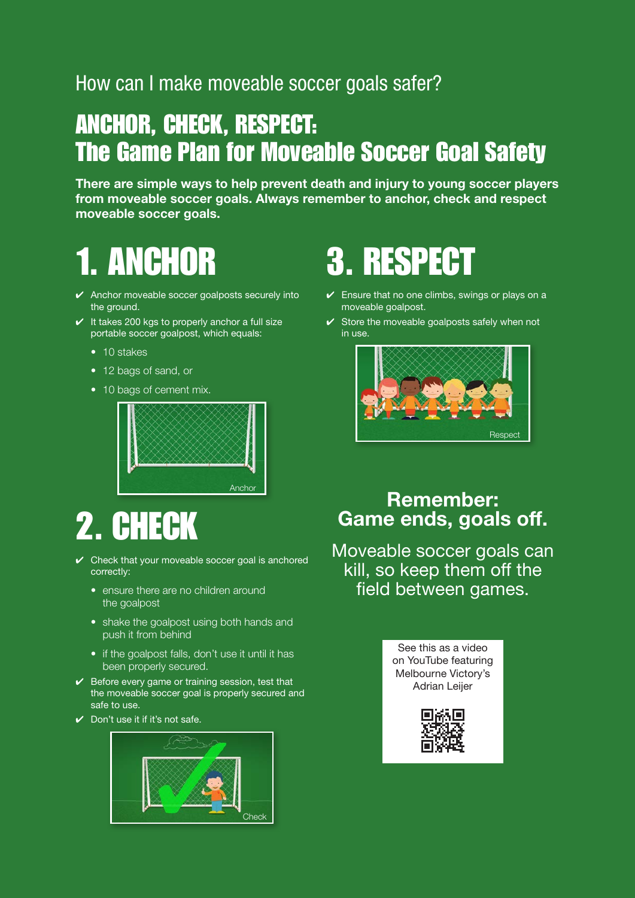How can I make moveable soccer goals safer?

# ANCHOR, CHECK, RESPECT: The Game Plan for Moveable Soccer Goal Safety

**There are simple ways to help prevent death and injury to young soccer players from moveable soccer goals. Always remember to anchor, check and respect moveable soccer goals.**

## 1. ANCHOR

- ✔ Anchor moveable soccer goalposts securely into the ground.
- ✔ It takes 200 kgs to properly anchor a full size portable soccer goalpost, which equals:
  - 10 stakes
  - 12 bags of sand, or
  - 10 bags of cement mix.

Anchor

## 2. CHECK

- ✔ Check that your moveable soccer goal is anchored correctly:
  - ensure there are no children around the goalpost
  - shake the goalpost using both hands and push it from behind
  - if the goalpost falls, don't use it until it has been properly secured.
- ✔ Before every game or training session, test that the moveable soccer goal is properly secured and safe to use.
- ✔ Don't use it if it's not safe.

Check

## 3. RESPECT

- ✔ Ensure that no one climbs, swings or plays on a moveable goalpost.
- ✔ Store the moveable goalposts safely when not in use.

Respect

### Remember: Game ends, goals off.

Moveable soccer goals can kill, so keep them off the field between games.

See this as a video on YouTube featuring Melbourne Victory's Adrian Leijer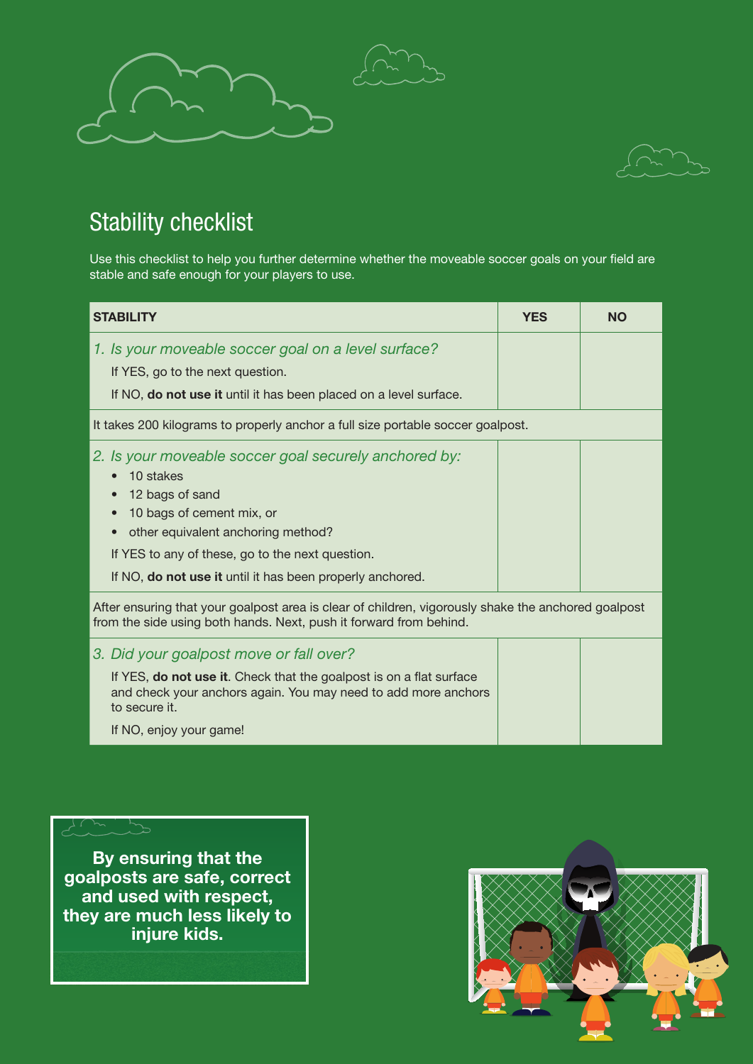## Stability checklist

Use this checklist to help you further determine whether the moveable soccer goals on your field are stable and safe enough for your players to use.

| STABILITY | YES | NO |
|---|---|---|
| *1. Is your moveable soccer goal on a level surface?*<br>If YES, go to the next question.<br>If NO, **do not use it** until it has been placed on a level surface. | | |
| It takes 200 kilograms to properly anchor a full size portable soccer goalpost. | | |
| *2. Is your moveable soccer goal securely anchored by:*<br>• 10 stakes<br>• 12 bags of sand<br>• 10 bags of cement mix, or<br>• other equivalent anchoring method?<br>If YES to any of these, go to the next question.<br>If NO, **do not use it** until it has been properly anchored. | | |
| After ensuring that your goalpost area is clear of children, vigorously shake the anchored goalpost from the side using both hands. Next, push it forward from behind. | | |
| *3. Did your goalpost move or fall over?*<br>If YES, **do not use it**. Check that the goalpost is on a flat surface and check your anchors again. You may need to add more anchors to secure it.<br>If NO, enjoy your game! | | |

**By ensuring that the goalposts are safe, correct and used with respect, they are much less likely to injure kids.**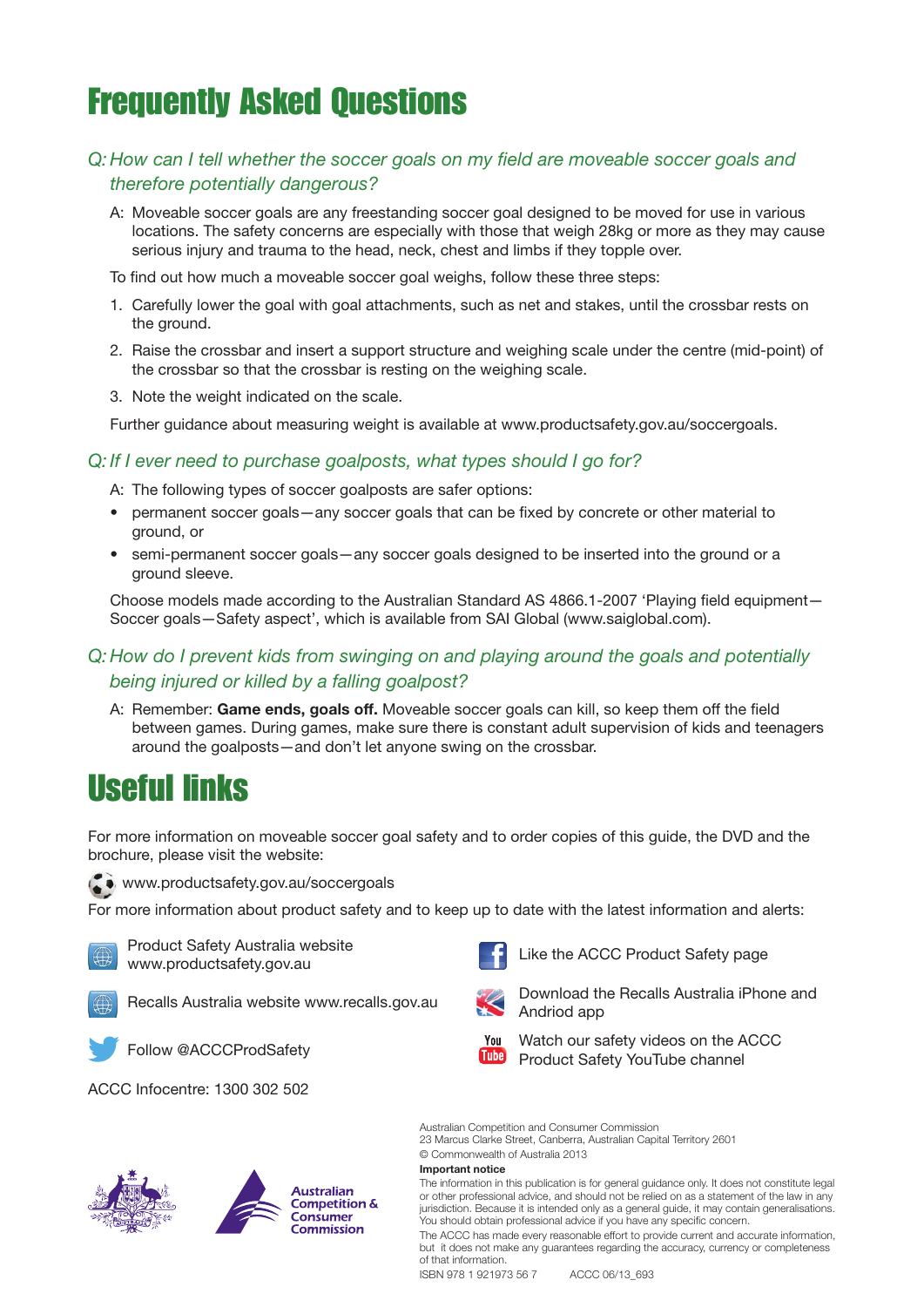# Frequently Asked Questions

*Q: How can I tell whether the soccer goals on my field are moveable soccer goals and therefore potentially dangerous?*

A: Moveable soccer goals are any freestanding soccer goal designed to be moved for use in various locations. The safety concerns are especially with those that weigh 28kg or more as they may cause serious injury and trauma to the head, neck, chest and limbs if they topple over.

To find out how much a moveable soccer goal weighs, follow these three steps:

1. Carefully lower the goal with goal attachments, such as net and stakes, until the crossbar rests on the ground.
2. Raise the crossbar and insert a support structure and weighing scale under the centre (mid-point) of the crossbar so that the crossbar is resting on the weighing scale.
3. Note the weight indicated on the scale.

Further guidance about measuring weight is available at www.productsafety.gov.au/soccergoals.

*Q: If I ever need to purchase goalposts, what types should I go for?*

A: The following types of soccer goalposts are safer options:

- permanent soccer goals—any soccer goals that can be fixed by concrete or other material to ground, or
- semi-permanent soccer goals—any soccer goals designed to be inserted into the ground or a ground sleeve.

Choose models made according to the Australian Standard AS 4866.1-2007 'Playing field equipment—Soccer goals—Safety aspect', which is available from SAI Global (www.saiglobal.com).

*Q: How do I prevent kids from swinging on and playing around the goals and potentially being injured or killed by a falling goalpost?*

A: Remember: **Game ends, goals off.** Moveable soccer goals can kill, so keep them off the field between games. During games, make sure there is constant adult supervision of kids and teenagers around the goalposts—and don't let anyone swing on the crossbar.

# Useful links

For more information on moveable soccer goal safety and to order copies of this guide, the DVD and the brochure, please visit the website:

www.productsafety.gov.au/soccergoals

For more information about product safety and to keep up to date with the latest information and alerts:

- Product Safety Australia website www.productsafety.gov.au
- Recalls Australia website www.recalls.gov.au
- Follow @ACCCProdSafety
- Like the ACCC Product Safety page
- Download the Recalls Australia iPhone and Andriod app
- Watch our safety videos on the ACCC Product Safety YouTube channel

ACCC Infocentre: 1300 302 502

Australian Competition & Consumer Commission

Australian Competition and Consumer Commission
23 Marcus Clarke Street, Canberra, Australian Capital Territory 2601
© Commonwealth of Australia 2013

**Important notice**

The information in this publication is for general guidance only. It does not constitute legal or other professional advice, and should not be relied on as a statement of the law in any jurisdiction. Because it is intended only as a general guide, it may contain generalisations. You should obtain professional advice if you have any specific concern.

The ACCC has made every reasonable effort to provide current and accurate information, but it does not make any guarantees regarding the accuracy, currency or completeness of that information.

ISBN 978 1 921973 56 7 ACCC 06/13_693